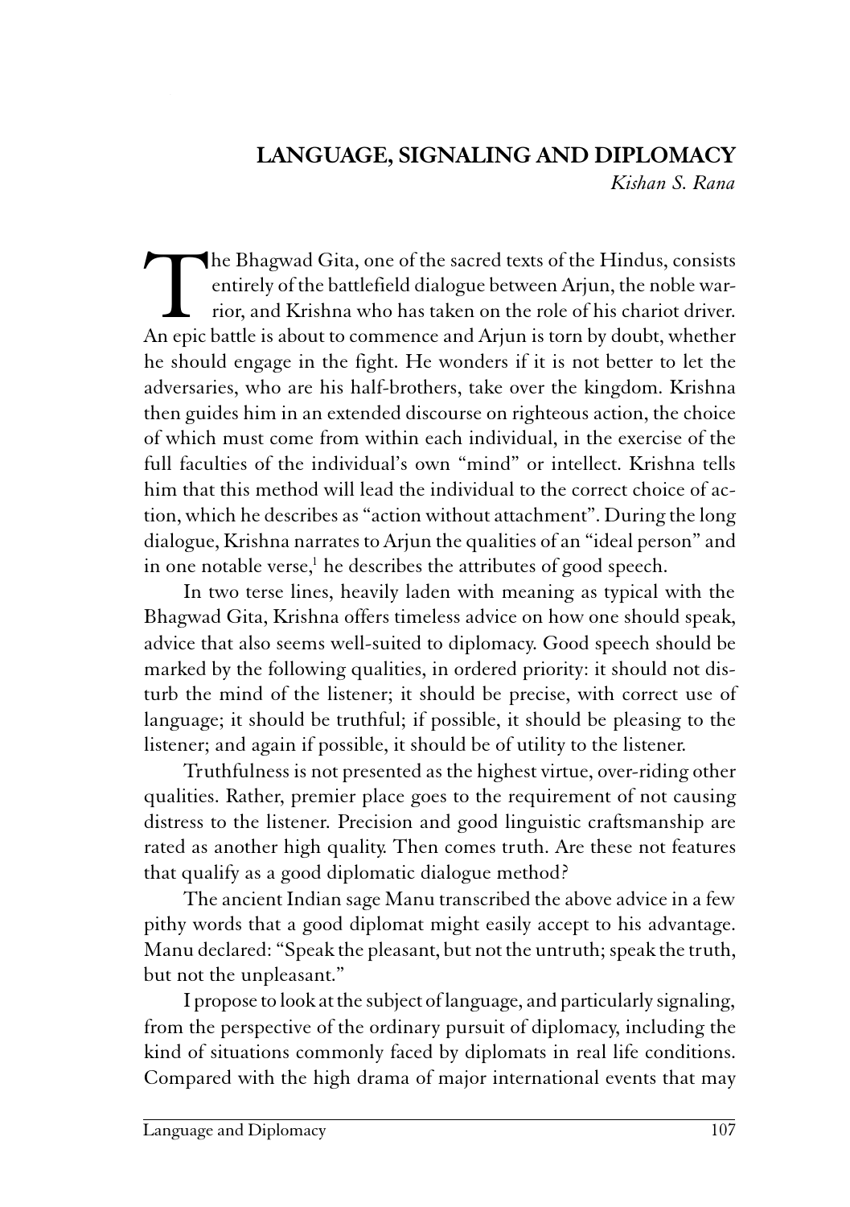# LANGUAGE, SIGNALING AND DIPLOMACY

*Kishan S. Rana*

The Bhagwad Gita, one of the sacred texts of the Hindus, consists entirely of the battlefield dialogue between Arjun, the noble warrior, and Krishna who has taken on the role of his chariot driver. An epic battle is about to commence and Arjun is torn by doubt, whether he should engage in the fight. He wonders if it is not better to let the adversaries, who are his half-brothers, take over the kingdom. Krishna then guides him in an extended discourse on righteous action, the choice of which must come from within each individual, in the exercise of the full faculties of the individual's own "mind" or intellect. Krishna tells him that this method will lead the individual to the correct choice of action, which he describes as "action without attachment". During the long dialogue, Krishna narrates to Arjun the qualities of an "ideal person" and in one notable verse,[1] he describes the attributes of good speech.

In two terse lines, heavily laden with meaning as typical with the Bhagwad Gita, Krishna offers timeless advice on how one should speak, advice that also seems well-suited to diplomacy. Good speech should be marked by the following qualities, in ordered priority: it should not disturb the mind of the listener; it should be precise, with correct use of language; it should be truthful; if possible, it should be pleasing to the listener; and again if possible, it should be of utility to the listener.

Truthfulness is not presented as the highest virtue, over-riding other qualities. Rather, premier place goes to the requirement of not causing distress to the listener. Precision and good linguistic craftsmanship are rated as another high quality. Then comes truth. Are these not features that qualify as a good diplomatic dialogue method?

The ancient Indian sage Manu transcribed the above advice in a few pithy words that a good diplomat might easily accept to his advantage. Manu declared: "Speak the pleasant, but not the untruth; speak the truth, but not the unpleasant."

I propose to look at the subject of language, and particularly signaling, from the perspective of the ordinary pursuit of diplomacy, including the kind of situations commonly faced by diplomats in real life conditions. Compared with the high drama of major international events that may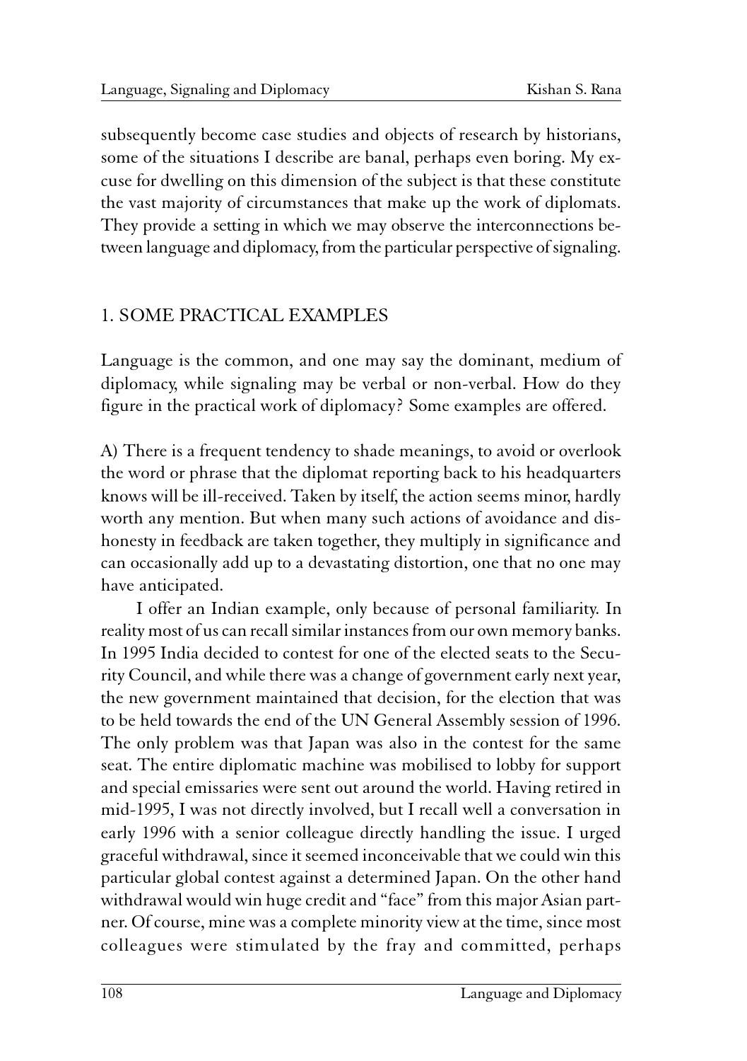subsequently become case studies and objects of research by historians, some of the situations I describe are banal, perhaps even boring. My excuse for dwelling on this dimension of the subject is that these constitute the vast majority of circumstances that make up the work of diplomats. They provide a setting in which we may observe the interconnections between language and diplomacy, from the particular perspective of signaling.

## 1. SOME PRACTICAL EXAMPLES

Language is the common, and one may say the dominant, medium of diplomacy, while signaling may be verbal or non-verbal. How do they figure in the practical work of diplomacy? Some examples are offered.

A) There is a frequent tendency to shade meanings, to avoid or overlook the word or phrase that the diplomat reporting back to his headquarters knows will be ill-received. Taken by itself, the action seems minor, hardly worth any mention. But when many such actions of avoidance and dishonesty in feedback are taken together, they multiply in significance and can occasionally add up to a devastating distortion, one that no one may have anticipated.

I offer an Indian example, only because of personal familiarity. In reality most of us can recall similar instances from our own memory banks. In 1995 India decided to contest for one of the elected seats to the Security Council, and while there was a change of government early next year, the new government maintained that decision, for the election that was to be held towards the end of the UN General Assembly session of 1996. The only problem was that Japan was also in the contest for the same seat. The entire diplomatic machine was mobilised to lobby for support and special emissaries were sent out around the world. Having retired in mid-1995, I was not directly involved, but I recall well a conversation in early 1996 with a senior colleague directly handling the issue. I urged graceful withdrawal, since it seemed inconceivable that we could win this particular global contest against a determined Japan. On the other hand withdrawal would win huge credit and "face" from this major Asian partner. Of course, mine was a complete minority view at the time, since most colleagues were stimulated by the fray and committed, perhaps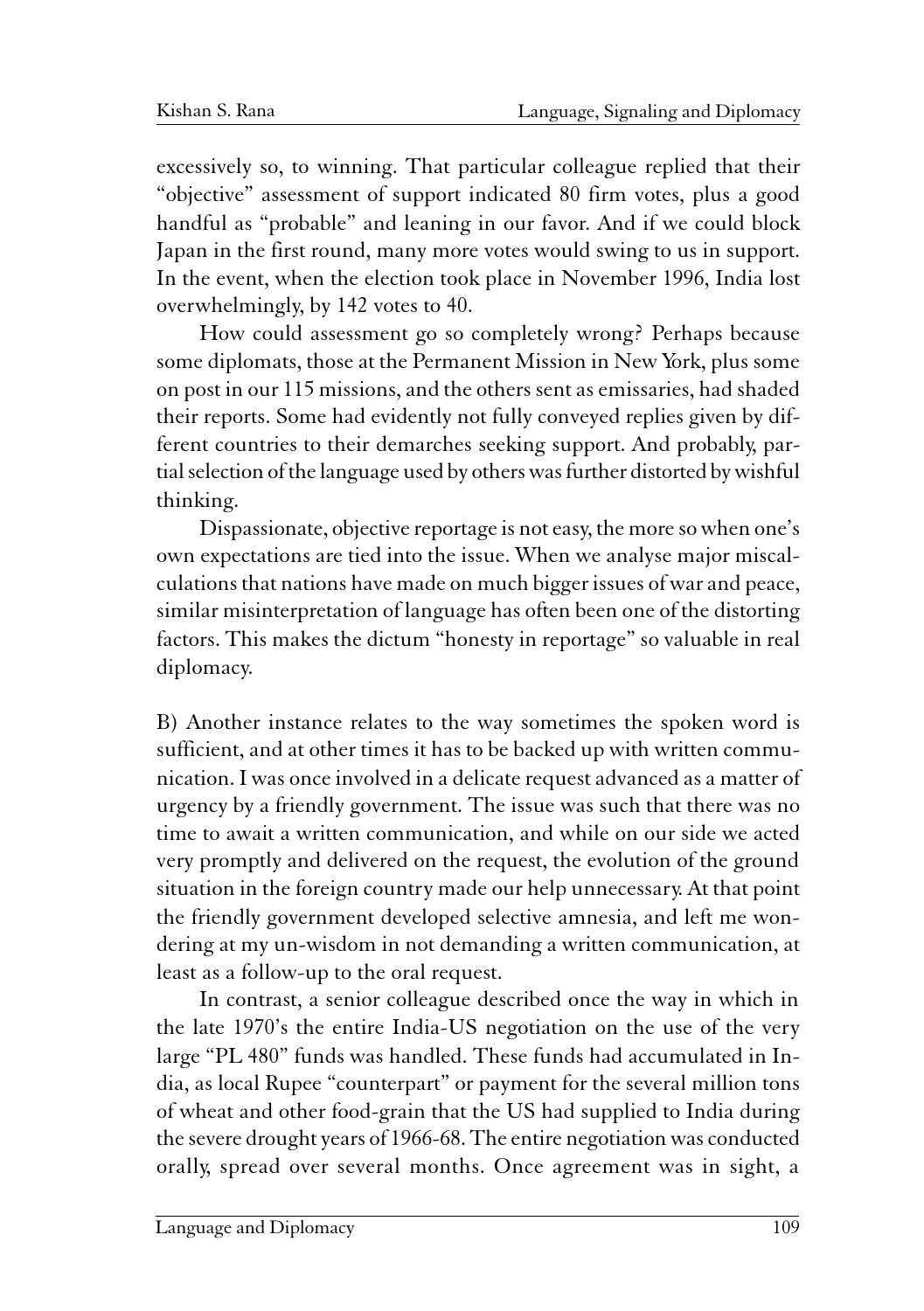excessively so, to winning. That particular colleague replied that their "objective" assessment of support indicated 80 firm votes, plus a good handful as "probable" and leaning in our favor. And if we could block Japan in the first round, many more votes would swing to us in support. In the event, when the election took place in November 1996, India lost overwhelmingly, by 142 votes to 40.

How could assessment go so completely wrong? Perhaps because some diplomats, those at the Permanent Mission in New York, plus some on post in our 115 missions, and the others sent as emissaries, had shaded their reports. Some had evidently not fully conveyed replies given by different countries to their demarches seeking support. And probably, partial selection of the language used by others was further distorted by wishful thinking.

Dispassionate, objective reportage is not easy, the more so when one's own expectations are tied into the issue. When we analyse major miscalculations that nations have made on much bigger issues of war and peace, similar misinterpretation of language has often been one of the distorting factors. This makes the dictum "honesty in reportage" so valuable in real diplomacy.

B) Another instance relates to the way sometimes the spoken word is sufficient, and at other times it has to be backed up with written communication. I was once involved in a delicate request advanced as a matter of urgency by a friendly government. The issue was such that there was no time to await a written communication, and while on our side we acted very promptly and delivered on the request, the evolution of the ground situation in the foreign country made our help unnecessary. At that point the friendly government developed selective amnesia, and left me wondering at my un-wisdom in not demanding a written communication, at least as a follow-up to the oral request.

In contrast, a senior colleague described once the way in which in the late 1970's the entire India-US negotiation on the use of the very large "PL 480" funds was handled. These funds had accumulated in India, as local Rupee "counterpart" or payment for the several million tons of wheat and other food-grain that the US had supplied to India during the severe drought years of 1966-68. The entire negotiation was conducted orally, spread over several months. Once agreement was in sight, a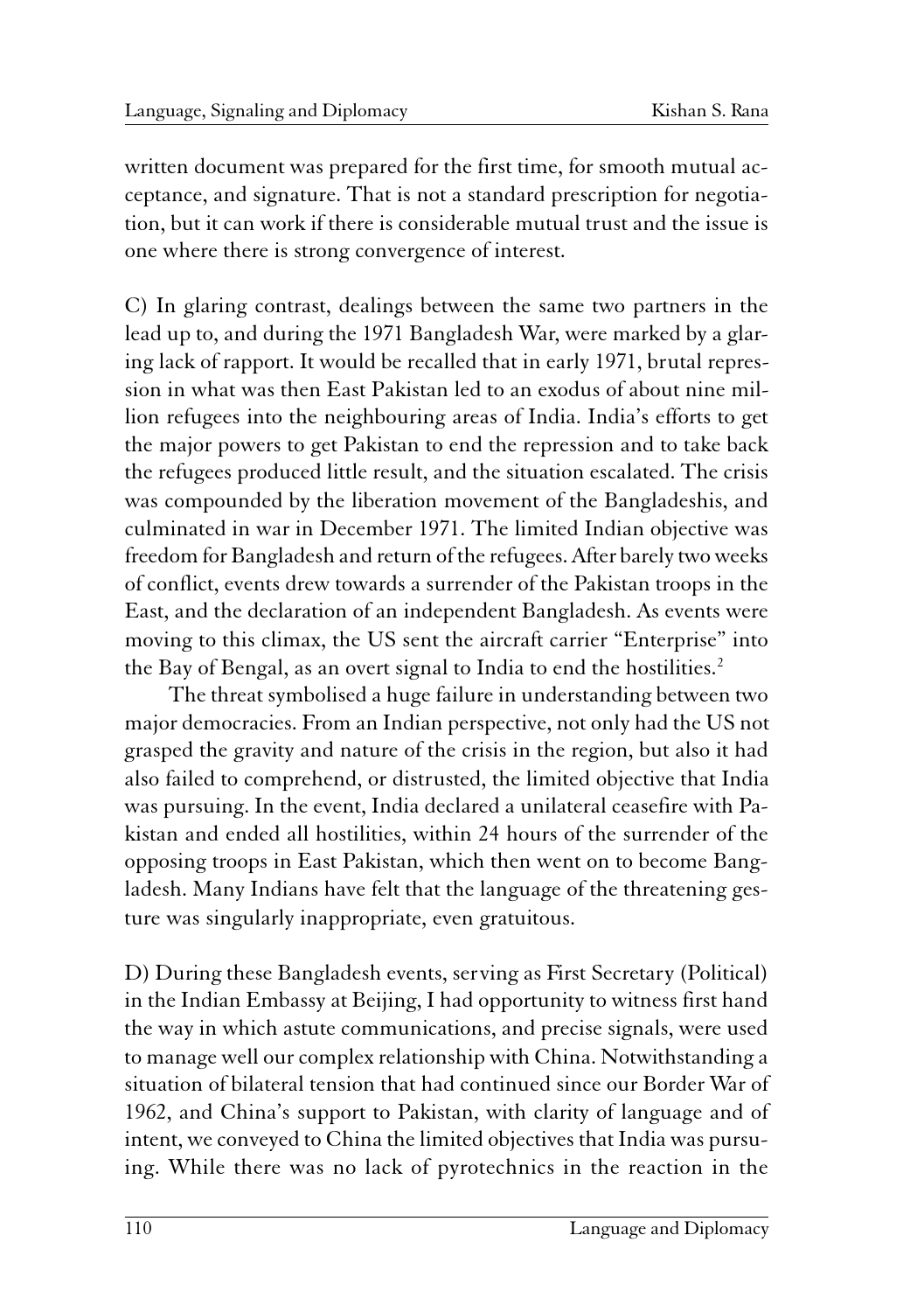written document was prepared for the first time, for smooth mutual acceptance, and signature. That is not a standard prescription for negotiation, but it can work if there is considerable mutual trust and the issue is one where there is strong convergence of interest.

C) In glaring contrast, dealings between the same two partners in the lead up to, and during the 1971 Bangladesh War, were marked by a glaring lack of rapport. It would be recalled that in early 1971, brutal repression in what was then East Pakistan led to an exodus of about nine million refugees into the neighbouring areas of India. India's efforts to get the major powers to get Pakistan to end the repression and to take back the refugees produced little result, and the situation escalated. The crisis was compounded by the liberation movement of the Bangladeshis, and culminated in war in December 1971. The limited Indian objective was freedom for Bangladesh and return of the refugees. After barely two weeks of conflict, events drew towards a surrender of the Pakistan troops in the East, and the declaration of an independent Bangladesh. As events were moving to this climax, the US sent the aircraft carrier "Enterprise" into the Bay of Bengal, as an overt signal to India to end the hostilities.[2]

The threat symbolised a huge failure in understanding between two major democracies. From an Indian perspective, not only had the US not grasped the gravity and nature of the crisis in the region, but also it had also failed to comprehend, or distrusted, the limited objective that India was pursuing. In the event, India declared a unilateral ceasefire with Pakistan and ended all hostilities, within 24 hours of the surrender of the opposing troops in East Pakistan, which then went on to become Bangladesh. Many Indians have felt that the language of the threatening gesture was singularly inappropriate, even gratuitous.

D) During these Bangladesh events, serving as First Secretary (Political) in the Indian Embassy at Beijing, I had opportunity to witness first hand the way in which astute communications, and precise signals, were used to manage well our complex relationship with China. Notwithstanding a situation of bilateral tension that had continued since our Border War of 1962, and China's support to Pakistan, with clarity of language and of intent, we conveyed to China the limited objectives that India was pursuing. While there was no lack of pyrotechnics in the reaction in the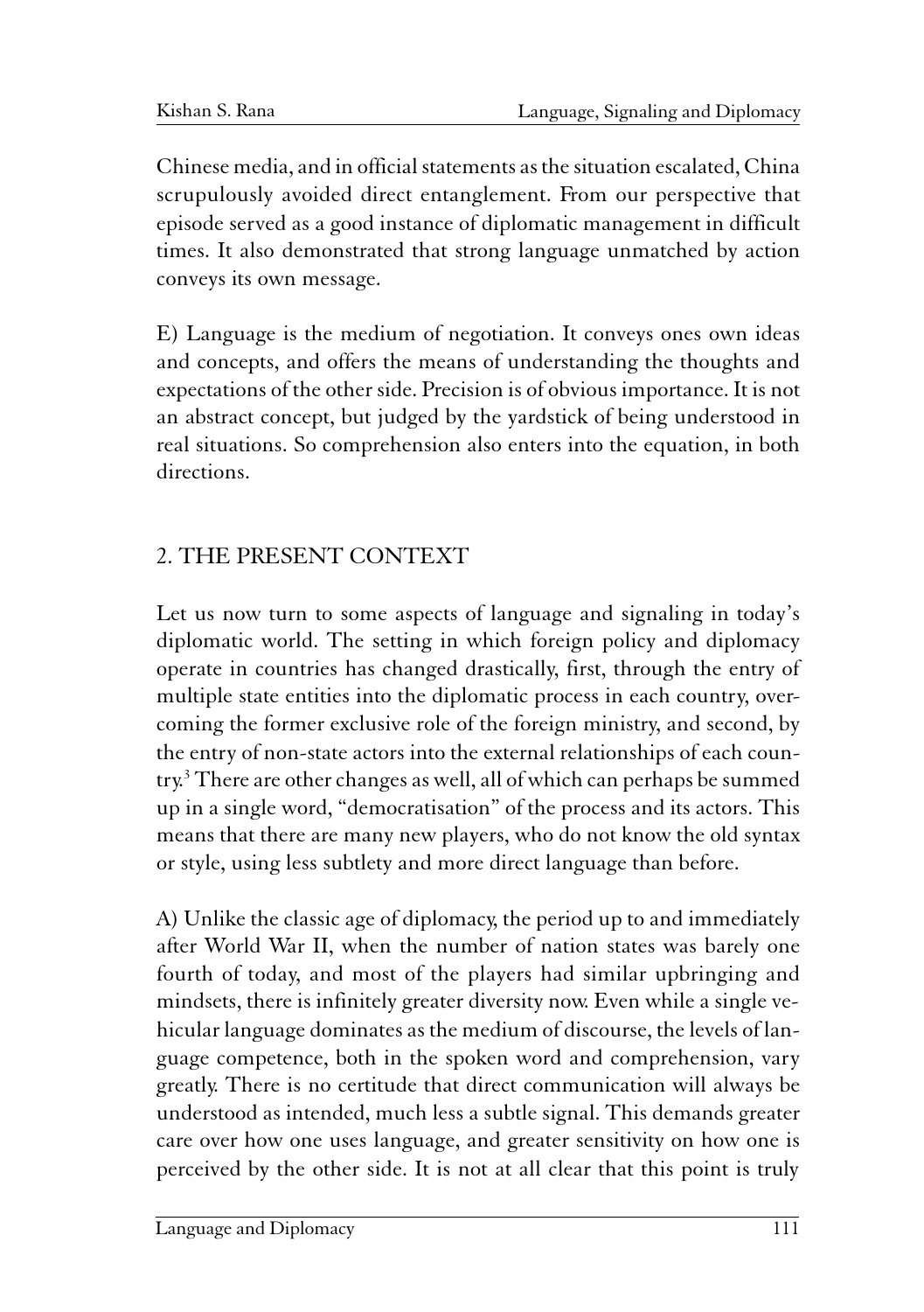Chinese media, and in official statements as the situation escalated, China scrupulously avoided direct entanglement. From our perspective that episode served as a good instance of diplomatic management in difficult times. It also demonstrated that strong language unmatched by action conveys its own message.

E) Language is the medium of negotiation. It conveys ones own ideas and concepts, and offers the means of understanding the thoughts and expectations of the other side. Precision is of obvious importance. It is not an abstract concept, but judged by the yardstick of being understood in real situations. So comprehension also enters into the equation, in both directions.

## 2. THE PRESENT CONTEXT

Let us now turn to some aspects of language and signaling in today's diplomatic world. The setting in which foreign policy and diplomacy operate in countries has changed drastically, first, through the entry of multiple state entities into the diplomatic process in each country, overcoming the former exclusive role of the foreign ministry, and second, by the entry of non-state actors into the external relationships of each country.[3] There are other changes as well, all of which can perhaps be summed up in a single word, "democratisation" of the process and its actors. This means that there are many new players, who do not know the old syntax or style, using less subtlety and more direct language than before.

A) Unlike the classic age of diplomacy, the period up to and immediately after World War II, when the number of nation states was barely one fourth of today, and most of the players had similar upbringing and mindsets, there is infinitely greater diversity now. Even while a single vehicular language dominates as the medium of discourse, the levels of language competence, both in the spoken word and comprehension, vary greatly. There is no certitude that direct communication will always be understood as intended, much less a subtle signal. This demands greater care over how one uses language, and greater sensitivity on how one is perceived by the other side. It is not at all clear that this point is truly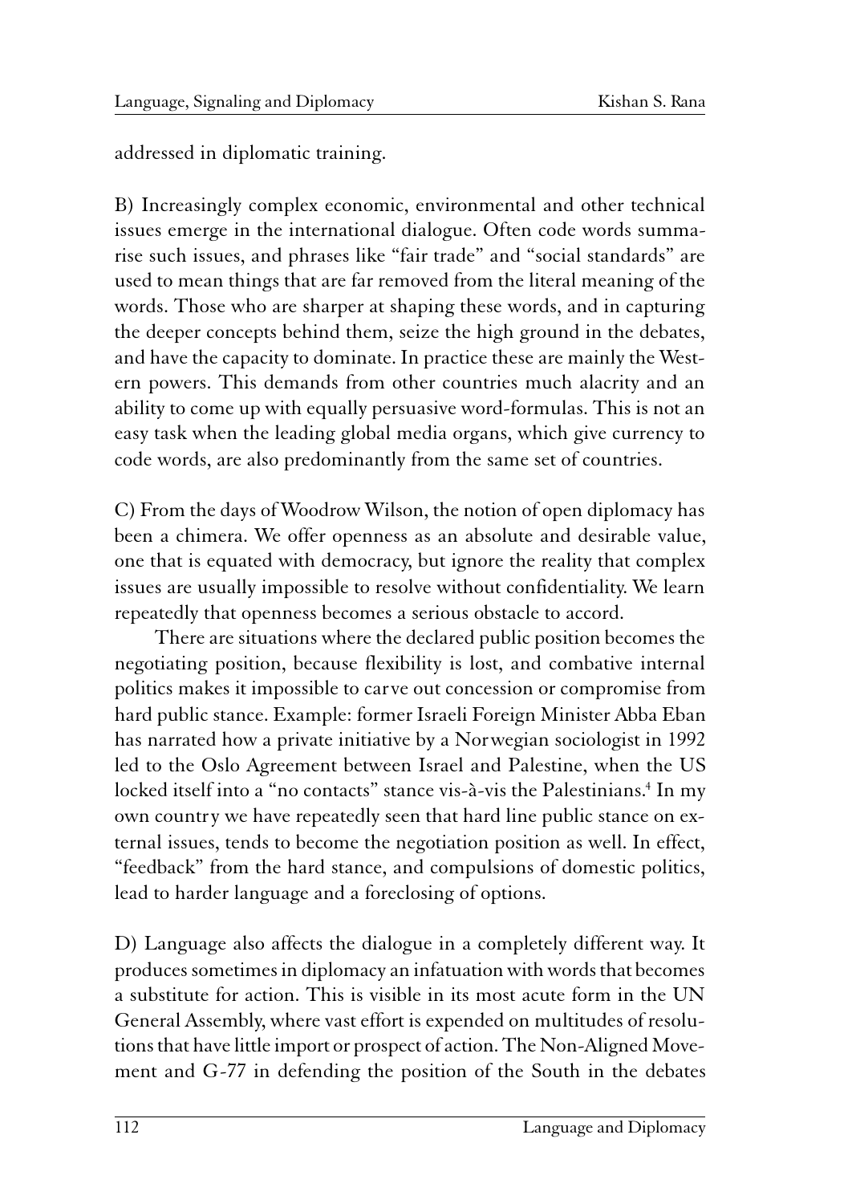addressed in diplomatic training.

B) Increasingly complex economic, environmental and other technical issues emerge in the international dialogue. Often code words summarise such issues, and phrases like "fair trade" and "social standards" are used to mean things that are far removed from the literal meaning of the words. Those who are sharper at shaping these words, and in capturing the deeper concepts behind them, seize the high ground in the debates, and have the capacity to dominate. In practice these are mainly the Western powers. This demands from other countries much alacrity and an ability to come up with equally persuasive word-formulas. This is not an easy task when the leading global media organs, which give currency to code words, are also predominantly from the same set of countries.

C) From the days of Woodrow Wilson, the notion of open diplomacy has been a chimera. We offer openness as an absolute and desirable value, one that is equated with democracy, but ignore the reality that complex issues are usually impossible to resolve without confidentiality. We learn repeatedly that openness becomes a serious obstacle to accord.

There are situations where the declared public position becomes the negotiating position, because flexibility is lost, and combative internal politics makes it impossible to carve out concession or compromise from hard public stance. Example: former Israeli Foreign Minister Abba Eban has narrated how a private initiative by a Norwegian sociologist in 1992 led to the Oslo Agreement between Israel and Palestine, when the US locked itself into a "no contacts" stance vis-à-vis the Palestinians.[4] In my own country we have repeatedly seen that hard line public stance on external issues, tends to become the negotiation position as well. In effect, "feedback" from the hard stance, and compulsions of domestic politics, lead to harder language and a foreclosing of options.

D) Language also affects the dialogue in a completely different way. It produces sometimes in diplomacy an infatuation with words that becomes a substitute for action. This is visible in its most acute form in the UN General Assembly, where vast effort is expended on multitudes of resolutions that have little import or prospect of action. The Non-Aligned Movement and G-77 in defending the position of the South in the debates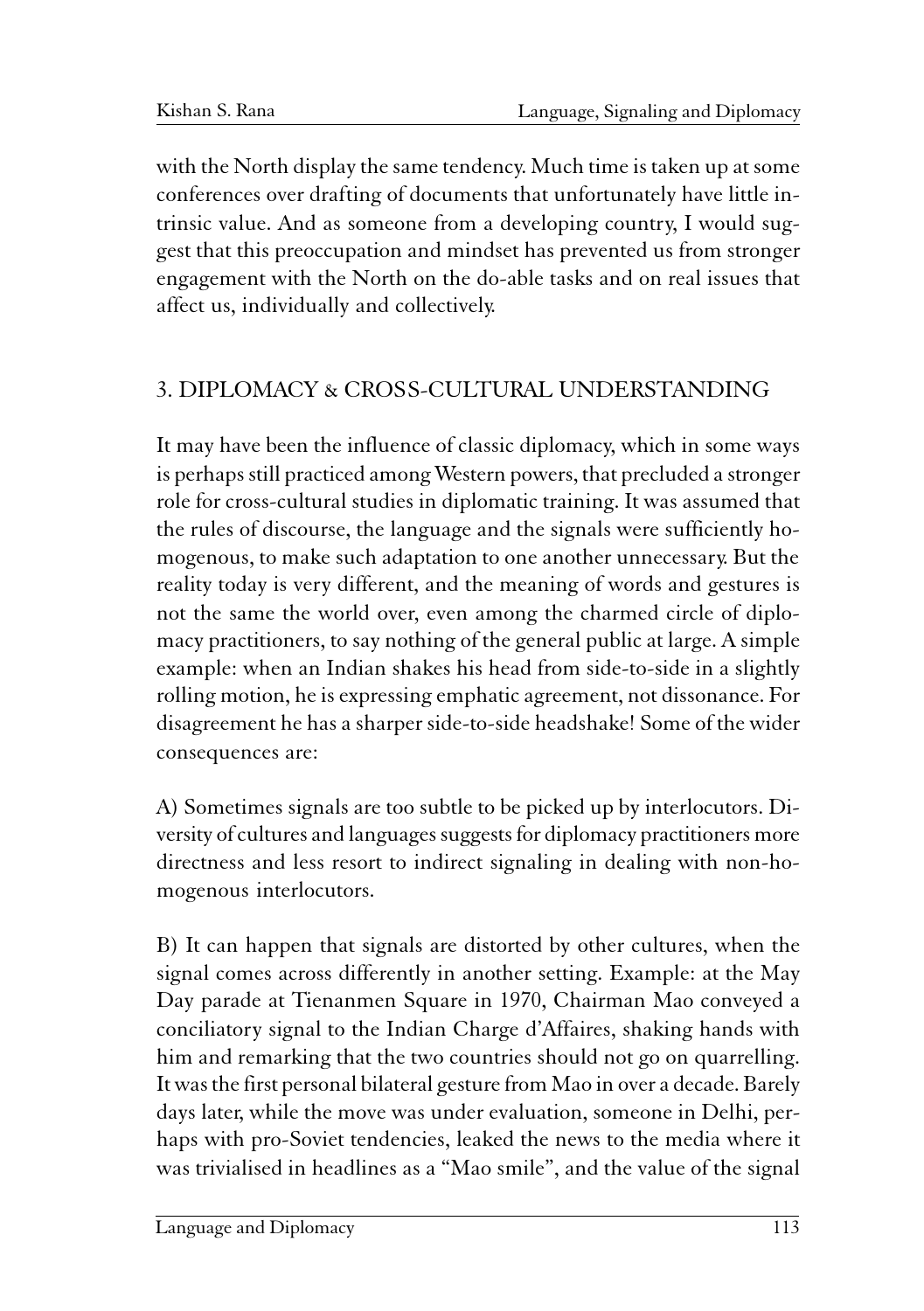with the North display the same tendency. Much time is taken up at some conferences over drafting of documents that unfortunately have little intrinsic value. And as someone from a developing country, I would suggest that this preoccupation and mindset has prevented us from stronger engagement with the North on the do-able tasks and on real issues that affect us, individually and collectively.

## 3. DIPLOMACY & CROSS-CULTURAL UNDERSTANDING

It may have been the influence of classic diplomacy, which in some ways is perhaps still practiced among Western powers, that precluded a stronger role for cross-cultural studies in diplomatic training. It was assumed that the rules of discourse, the language and the signals were sufficiently homogenous, to make such adaptation to one another unnecessary. But the reality today is very different, and the meaning of words and gestures is not the same the world over, even among the charmed circle of diplomacy practitioners, to say nothing of the general public at large. A simple example: when an Indian shakes his head from side-to-side in a slightly rolling motion, he is expressing emphatic agreement, not dissonance. For disagreement he has a sharper side-to-side headshake! Some of the wider consequences are:

A) Sometimes signals are too subtle to be picked up by interlocutors. Diversity of cultures and languages suggests for diplomacy practitioners more directness and less resort to indirect signaling in dealing with non-homogenous interlocutors.

B) It can happen that signals are distorted by other cultures, when the signal comes across differently in another setting. Example: at the May Day parade at Tienanmen Square in 1970, Chairman Mao conveyed a conciliatory signal to the Indian Charge d'Affaires, shaking hands with him and remarking that the two countries should not go on quarrelling. It was the first personal bilateral gesture from Mao in over a decade. Barely days later, while the move was under evaluation, someone in Delhi, perhaps with pro-Soviet tendencies, leaked the news to the media where it was trivialised in headlines as a "Mao smile", and the value of the signal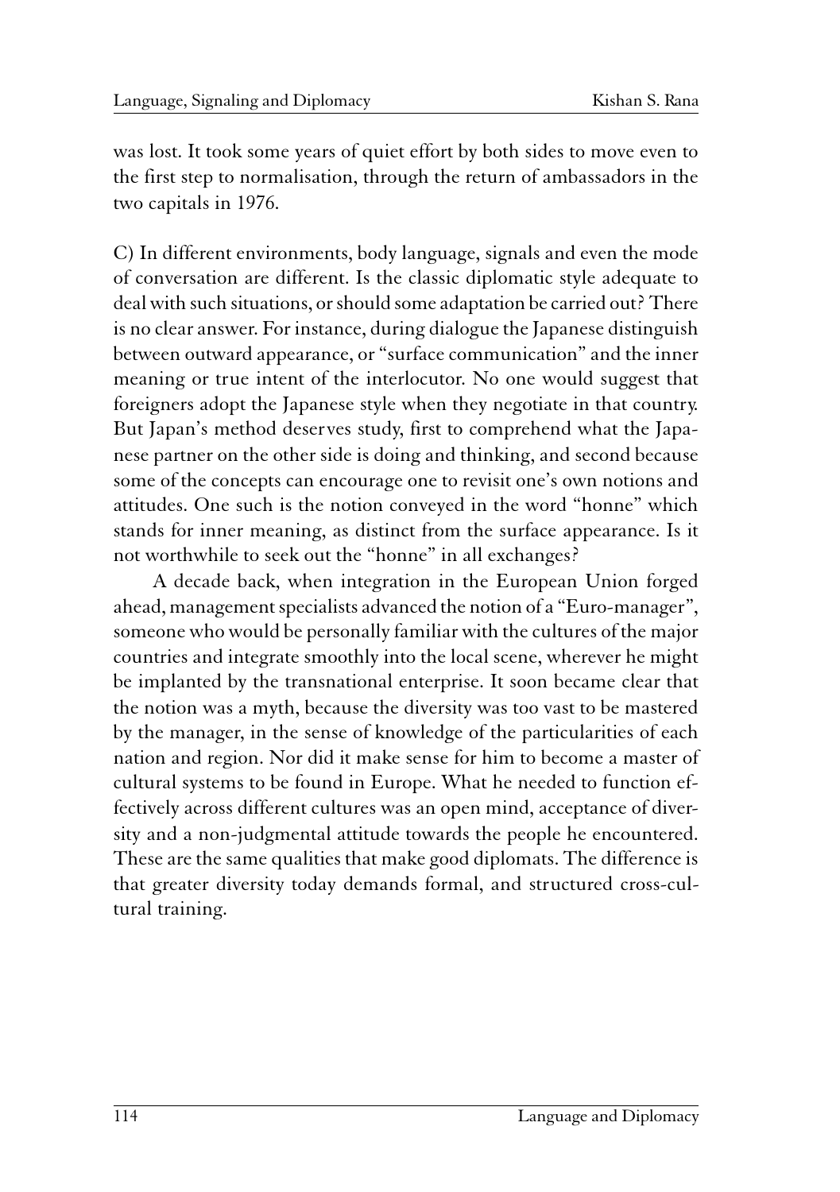was lost. It took some years of quiet effort by both sides to move even to the first step to normalisation, through the return of ambassadors in the two capitals in 1976.

C) In different environments, body language, signals and even the mode of conversation are different. Is the classic diplomatic style adequate to deal with such situations, or should some adaptation be carried out? There is no clear answer. For instance, during dialogue the Japanese distinguish between outward appearance, or "surface communication" and the inner meaning or true intent of the interlocutor. No one would suggest that foreigners adopt the Japanese style when they negotiate in that country. But Japan's method deserves study, first to comprehend what the Japanese partner on the other side is doing and thinking, and second because some of the concepts can encourage one to revisit one's own notions and attitudes. One such is the notion conveyed in the word "honne" which stands for inner meaning, as distinct from the surface appearance. Is it not worthwhile to seek out the "honne" in all exchanges?

A decade back, when integration in the European Union forged ahead, management specialists advanced the notion of a "Euro-manager", someone who would be personally familiar with the cultures of the major countries and integrate smoothly into the local scene, wherever he might be implanted by the transnational enterprise. It soon became clear that the notion was a myth, because the diversity was too vast to be mastered by the manager, in the sense of knowledge of the particularities of each nation and region. Nor did it make sense for him to become a master of cultural systems to be found in Europe. What he needed to function effectively across different cultures was an open mind, acceptance of diversity and a non-judgmental attitude towards the people he encountered. These are the same qualities that make good diplomats. The difference is that greater diversity today demands formal, and structured cross-cultural training.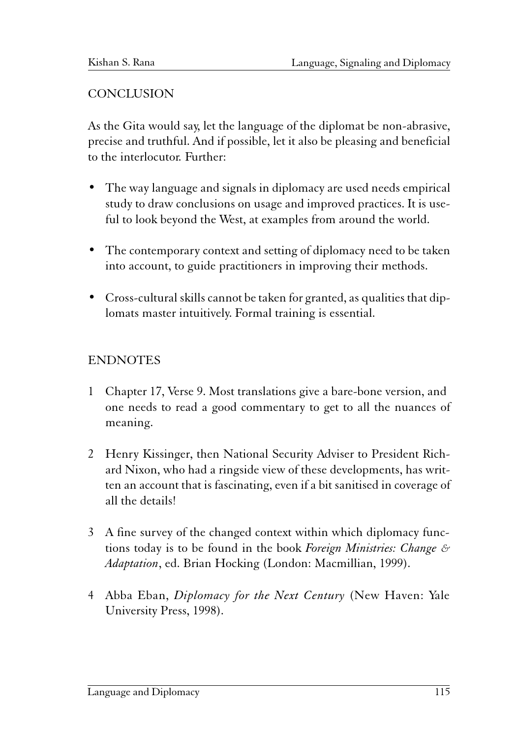## CONCLUSION

As the Gita would say, let the language of the diplomat be non-abrasive, precise and truthful. And if possible, let it also be pleasing and beneficial to the interlocutor. Further:

- The way language and signals in diplomacy are used needs empirical study to draw conclusions on usage and improved practices. It is useful to look beyond the West, at examples from around the world.
- The contemporary context and setting of diplomacy need to be taken into account, to guide practitioners in improving their methods.
- Cross-cultural skills cannot be taken for granted, as qualities that diplomats master intuitively. Formal training is essential.

## ENDNOTES

1 Chapter 17, Verse 9. Most translations give a bare-bone version, and one needs to read a good commentary to get to all the nuances of meaning.

2 Henry Kissinger, then National Security Adviser to President Richard Nixon, who had a ringside view of these developments, has written an account that is fascinating, even if a bit sanitised in coverage of all the details!

3 A fine survey of the changed context within which diplomacy functions today is to be found in the book *Foreign Ministries: Change & Adaptation*, ed. Brian Hocking (London: Macmillian, 1999).

4 Abba Eban, *Diplomacy for the Next Century* (New Haven: Yale University Press, 1998).